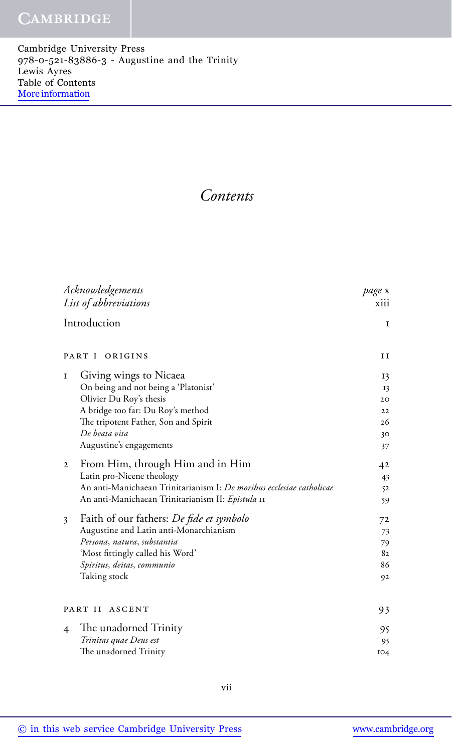# Contents

| | | |
|---|---|---|
| *Acknowledgements* | | *page* x |
| *List of abbreviations* | | xiii |
| Introduction | | 1 |
| PART I ORIGINS | | 11 |
| 1 | Giving wings to Nicaea | 13 |
| | On being and not being a 'Platonist' | 13 |
| | Olivier Du Roy's thesis | 20 |
| | A bridge too far: Du Roy's method | 22 |
| | The tripotent Father, Son and Spirit | 26 |
| | *De beata vita* | 30 |
| | Augustine's engagements | 37 |
| 2 | From Him, through Him and in Him | 42 |
| | Latin pro-Nicene theology | 43 |
| | An anti-Manichaean Trinitarianism I: *De moribus ecclesiae catholicae* | 52 |
| | An anti-Manichaean Trinitarianism II: *Epistula* 11 | 59 |
| 3 | Faith of our fathers: *De fide et symbolo* | 72 |
| | Augustine and Latin anti-Monarchianism | 73 |
| | *Persona*, *natura*, *substantia* | 79 |
| | 'Most fittingly called his Word' | 82 |
| | *Spiritus*, *deitas*, *communio* | 86 |
| | Taking stock | 92 |
| PART II ASCENT | | 93 |
| 4 | The unadorned Trinity | 95 |
| | *Trinitas quae Deus est* | 95 |
| | The unadorned Trinity | 104 |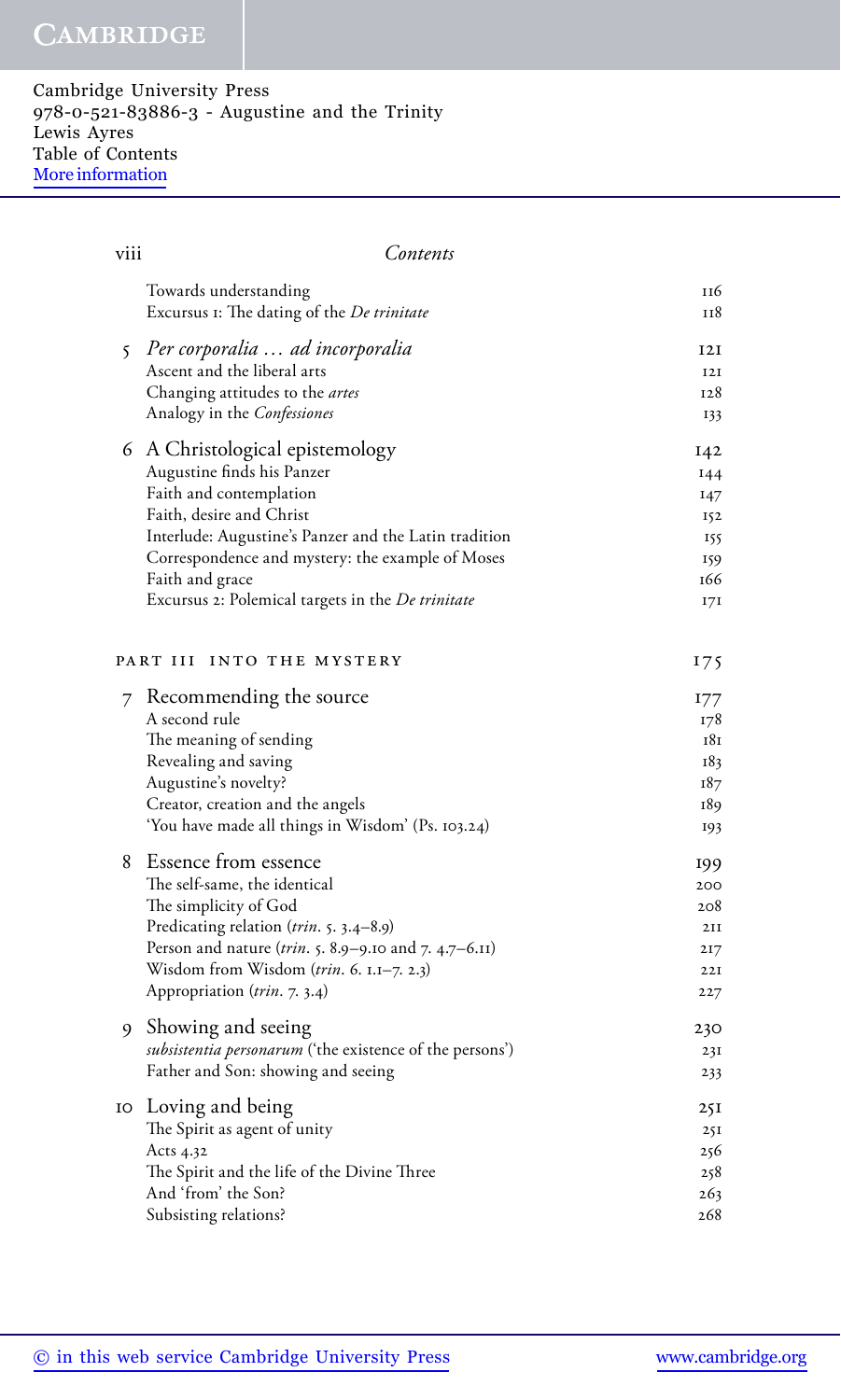Cambridge University Press
978-0-521-83886-3 - Augustine and the Trinity
Lewis Ayres
Table of Contents
More information

Contents

| | | |
|---|---|---|
| | Towards understanding | 116 |
| | Excursus 1: The dating of the *De trinitate* | 118 |
| 5 | *Per corporalia … ad incorporalia* | 121 |
| | Ascent and the liberal arts | 121 |
| | Changing attitudes to the *artes* | 128 |
| | Analogy in the *Confessiones* | 133 |
| 6 | A Christological epistemology | 142 |
| | Augustine finds his Panzer | 144 |
| | Faith and contemplation | 147 |
| | Faith, desire and Christ | 152 |
| | Interlude: Augustine's Panzer and the Latin tradition | 155 |
| | Correspondence and mystery: the example of Moses | 159 |
| | Faith and grace | 166 |
| | Excursus 2: Polemical targets in the *De trinitate* | 171 |
| | PART III INTO THE MYSTERY | 175 |
| 7 | Recommending the source | 177 |
| | A second rule | 178 |
| | The meaning of sending | 181 |
| | Revealing and saving | 183 |
| | Augustine's novelty? | 187 |
| | Creator, creation and the angels | 189 |
| | 'You have made all things in Wisdom' (Ps. 103.24) | 193 |
| 8 | Essence from essence | 199 |
| | The self-same, the identical | 200 |
| | The simplicity of God | 208 |
| | Predicating relation (*trin.* 5. 3.4–8.9) | 211 |
| | Person and nature (*trin.* 5. 8.9–9.10 and 7. 4.7–6.11) | 217 |
| | Wisdom from Wisdom (*trin.* 6. 1.1–7. 2.3) | 221 |
| | Appropriation (*trin.* 7. 3.4) | 227 |
| 9 | Showing and seeing | 230 |
| | *subsistentia personarum* ('the existence of the persons') | 231 |
| | Father and Son: showing and seeing | 233 |
| 10 | Loving and being | 251 |
| | The Spirit as agent of unity | 251 |
| | Acts 4.32 | 256 |
| | The Spirit and the life of the Divine Three | 258 |
| | And 'from' the Son? | 263 |
| | Subsisting relations? | 268 |

© in this web service Cambridge University Press www.cambridge.org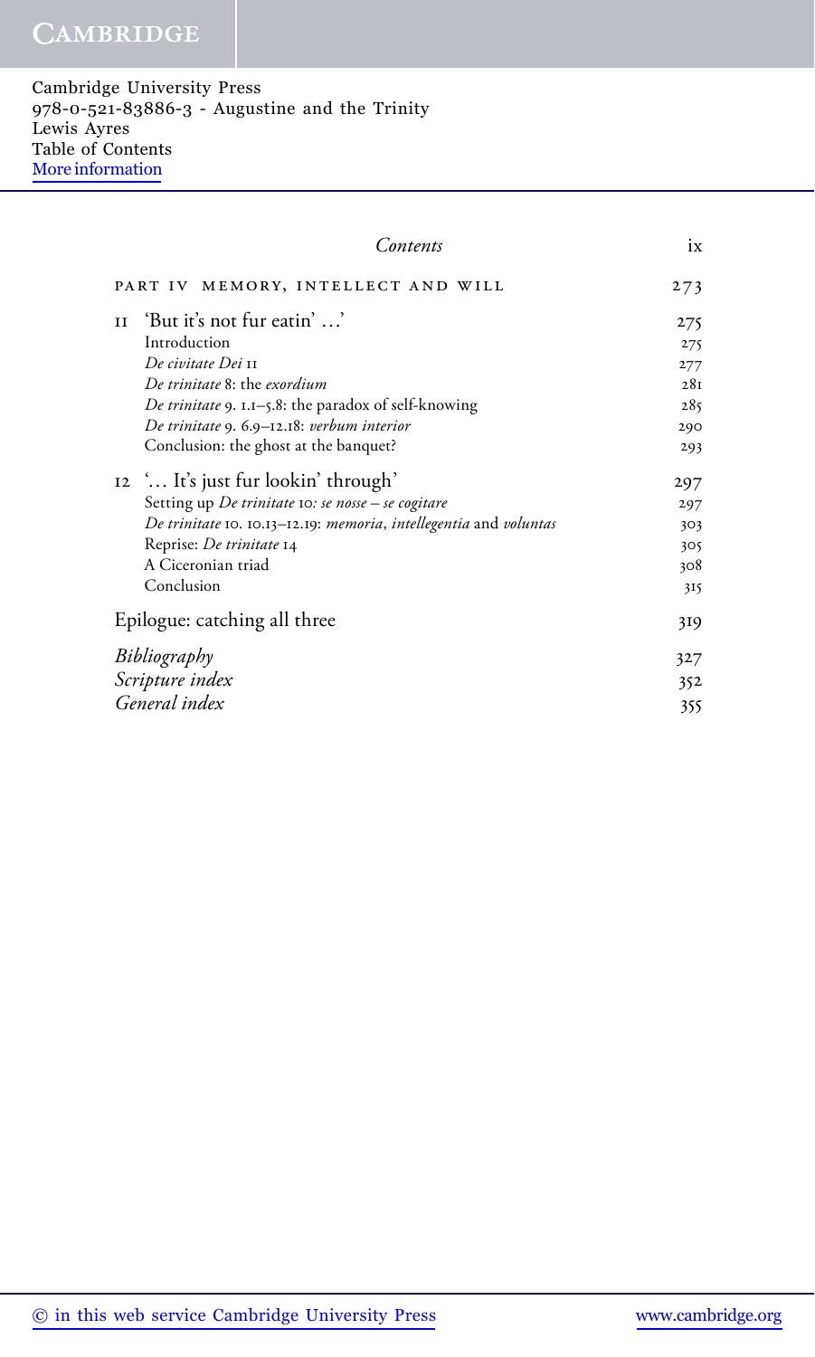## Contents

PART IV MEMORY, INTELLECT AND WILL 273

11 'But it's not fur eatin' . . .' 275
- Introduction 275
- *De civitate Dei* 11 277
- *De trinitate* 8: the *exordium* 281
- *De trinitate* 9. 1.1–5.8: the paradox of self-knowing 285
- *De trinitate* 9. 6.9–12.18: *verbum interior* 290
- Conclusion: the ghost at the banquet? 293

12 '. . . It's just fur lookin' through' 297
- Setting up *De trinitate* 10*: se nosse – se cogitare* 297
- *De trinitate* 10. 10.13–12.19: *memoria*, *intellegentia* and *voluntas* 303
- Reprise: *De trinitate* 14 305
- A Ciceronian triad 308
- Conclusion 315

Epilogue: catching all three 319

*Bibliography* 327
*Scripture index* 352
*General index* 355